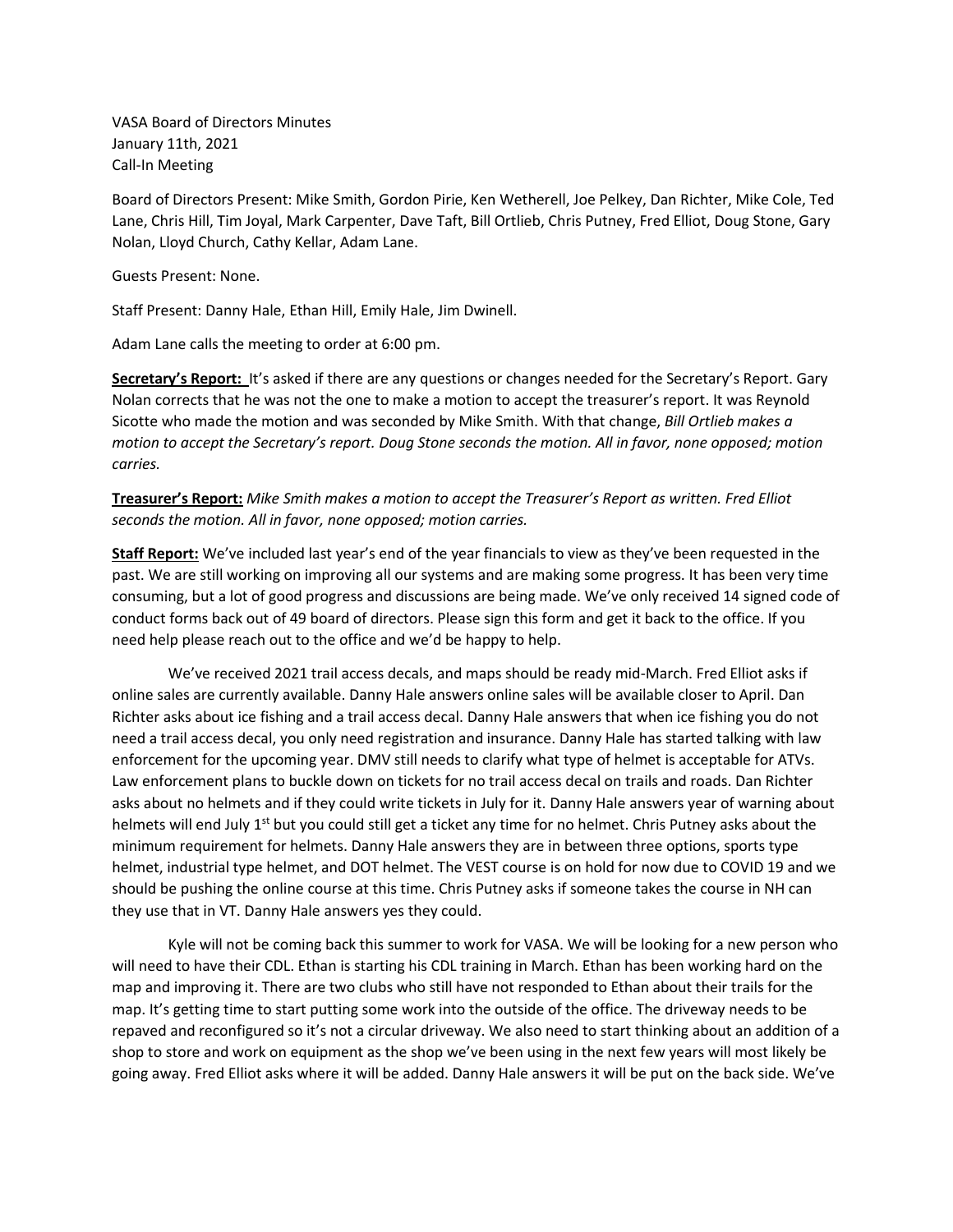VASA Board of Directors Minutes
January 11th, 2021
Call-In Meeting

Board of Directors Present: Mike Smith, Gordon Pirie, Ken Wetherell, Joe Pelkey, Dan Richter, Mike Cole, Ted Lane, Chris Hill, Tim Joyal, Mark Carpenter, Dave Taft, Bill Ortlieb, Chris Putney, Fred Elliot, Doug Stone, Gary Nolan, Lloyd Church, Cathy Kellar, Adam Lane.

Guests Present: None.

Staff Present: Danny Hale, Ethan Hill, Emily Hale, Jim Dwinell.

Adam Lane calls the meeting to order at 6:00 pm.

**Secretary's Report:** It's asked if there are any questions or changes needed for the Secretary's Report. Gary Nolan corrects that he was not the one to make a motion to accept the treasurer's report. It was Reynold Sicotte who made the motion and was seconded by Mike Smith. With that change, *Bill Ortlieb makes a motion to accept the Secretary's report. Doug Stone seconds the motion. All in favor, none opposed; motion carries.*

**Treasurer's Report:** *Mike Smith makes a motion to accept the Treasurer's Report as written. Fred Elliot seconds the motion. All in favor, none opposed; motion carries.*

**Staff Report:** We've included last year's end of the year financials to view as they've been requested in the past. We are still working on improving all our systems and are making some progress. It has been very time consuming, but a lot of good progress and discussions are being made. We've only received 14 signed code of conduct forms back out of 49 board of directors. Please sign this form and get it back to the office. If you need help please reach out to the office and we'd be happy to help.

We've received 2021 trail access decals, and maps should be ready mid-March. Fred Elliot asks if online sales are currently available. Danny Hale answers online sales will be available closer to April. Dan Richter asks about ice fishing and a trail access decal. Danny Hale answers that when ice fishing you do not need a trail access decal, you only need registration and insurance. Danny Hale has started talking with law enforcement for the upcoming year. DMV still needs to clarify what type of helmet is acceptable for ATVs. Law enforcement plans to buckle down on tickets for no trail access decal on trails and roads. Dan Richter asks about no helmets and if they could write tickets in July for it. Danny Hale answers year of warning about helmets will end July 1st but you could still get a ticket any time for no helmet. Chris Putney asks about the minimum requirement for helmets. Danny Hale answers they are in between three options, sports type helmet, industrial type helmet, and DOT helmet. The VEST course is on hold for now due to COVID 19 and we should be pushing the online course at this time. Chris Putney asks if someone takes the course in NH can they use that in VT. Danny Hale answers yes they could.

Kyle will not be coming back this summer to work for VASA. We will be looking for a new person who will need to have their CDL. Ethan is starting his CDL training in March. Ethan has been working hard on the map and improving it. There are two clubs who still have not responded to Ethan about their trails for the map. It's getting time to start putting some work into the outside of the office. The driveway needs to be repaved and reconfigured so it's not a circular driveway. We also need to start thinking about an addition of a shop to store and work on equipment as the shop we've been using in the next few years will most likely be going away. Fred Elliot asks where it will be added. Danny Hale answers it will be put on the back side. We've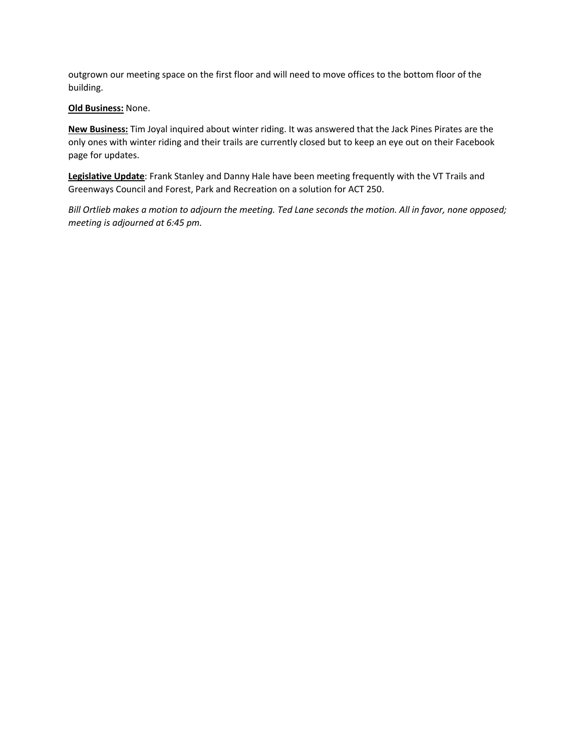outgrown our meeting space on the first floor and will need to move offices to the bottom floor of the building.

**Old Business:** None.

**New Business:** Tim Joyal inquired about winter riding. It was answered that the Jack Pines Pirates are the only ones with winter riding and their trails are currently closed but to keep an eye out on their Facebook page for updates.

**Legislative Update**: Frank Stanley and Danny Hale have been meeting frequently with the VT Trails and Greenways Council and Forest, Park and Recreation on a solution for ACT 250.

*Bill Ortlieb makes a motion to adjourn the meeting. Ted Lane seconds the motion. All in favor, none opposed; meeting is adjourned at 6:45 pm.*